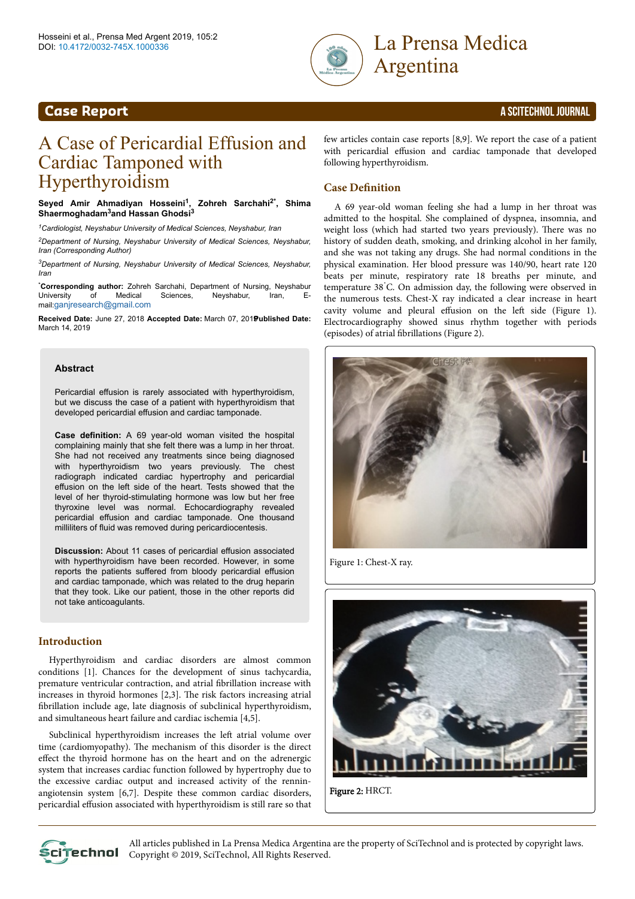Case Report

# A Case of Pericardial Effusion and Cardiac Tamponed with Hyperthyroidism

**Seyed Amir Ahmadiyan Hosseini[1], Zohreh Sarchahi[2*], Shima Shaermoghadam[3] and Hassan Ghodsi[3]**

*[1]Cardiologist, Neyshabur University of Medical Sciences, Neyshabur, Iran*

*[2]Department of Nursing, Neyshabur University of Medical Sciences, Neyshabur, Iran (Corresponding Author)*

*[3]Department of Nursing, Neyshabur University of Medical Sciences, Neyshabur, Iran*

[*]**Corresponding author:** Zohreh Sarchahi, Department of Nursing, Neyshabur University of Medical Sciences, Neyshabur, Iran, E-mail: ganjresearch@gmail.com

**Received Date:** June 27, 2018 **Accepted Date:** March 07, 2019 **Published Date:** March 14, 2019

## Abstract

Pericardial effusion is rarely associated with hyperthyroidism, but we discuss the case of a patient with hyperthyroidism that developed pericardial effusion and cardiac tamponade.

**Case definition:** A 69 year-old woman visited the hospital complaining mainly that she felt there was a lump in her throat. She had not received any treatments since being diagnosed with hyperthyroidism two years previously. The chest radiograph indicated cardiac hypertrophy and pericardial effusion on the left side of the heart. Tests showed that the level of her thyroid-stimulating hormone was low but her free thyroxine level was normal. Echocardiography revealed pericardial effusion and cardiac tamponade. One thousand milliliters of fluid was removed during pericardiocentesis.

**Discussion:** About 11 cases of pericardial effusion associated with hyperthyroidism have been recorded. However, in some reports the patients suffered from bloody pericardial effusion and cardiac tamponade, which was related to the drug heparin that they took. Like our patient, those in the other reports did not take anticoagulants.

## Introduction

Hyperthyroidism and cardiac disorders are almost common conditions [1]. Chances for the development of sinus tachycardia, premature ventricular contraction, and atrial fibrillation increase with increases in thyroid hormones [2,3]. The risk factors increasing atrial fibrillation include age, late diagnosis of subclinical hyperthyroidism, and simultaneous heart failure and cardiac ischemia [4,5].

Subclinical hyperthyroidism increases the left atrial volume over time (cardiomyopathy). The mechanism of this disorder is the direct effect the thyroid hormone has on the heart and on the adrenergic system that increases cardiac function followed by hypertrophy due to the excessive cardiac output and increased activity of the rennin-angiotensin system [6,7]. Despite these common cardiac disorders, pericardial effusion associated with hyperthyroidism is still rare so that few articles contain case reports [8,9]. We report the case of a patient with pericardial effusion and cardiac tamponade that developed following hyperthyroidism.

## Case Definition

A 69 year-old woman feeling she had a lump in her throat was admitted to the hospital. She complained of dyspnea, insomnia, and weight loss (which had started two years previously). There was no history of sudden death, smoking, and drinking alcohol in her family, and she was not taking any drugs. She had normal conditions in the physical examination. Her blood pressure was 140/90, heart rate 120 beats per minute, respiratory rate 18 breaths per minute, and temperature 38°C. On admission day, the following were observed in the numerous tests. Chest-X ray indicated a clear increase in heart cavity volume and pleural effusion on the left side (Figure 1). Electrocardiography showed sinus rhythm together with periods (episodes) of atrial fibrillations (Figure 2).

Figure 1: Chest-X ray.

Figure 2: HRCT.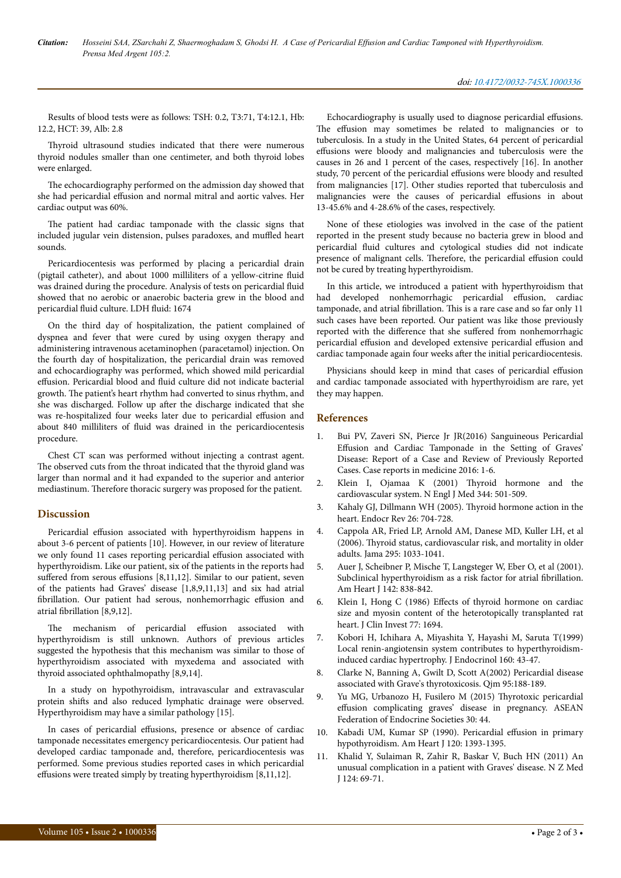Results of blood tests were as follows: TSH: 0.2, T3:71, T4:12.1, Hb: 12.2, HCT: 39, Alb: 2.8

Thyroid ultrasound studies indicated that there were numerous thyroid nodules smaller than one centimeter, and both thyroid lobes were enlarged.

The echocardiography performed on the admission day showed that she had pericardial effusion and normal mitral and aortic valves. Her cardiac output was 60%.

The patient had cardiac tamponade with the classic signs that included jugular vein distension, pulses paradoxes, and muffled heart sounds.

Pericardiocentesis was performed by placing a pericardial drain (pigtail catheter), and about 1000 milliliters of a yellow-citrine fluid was drained during the procedure. Analysis of tests on pericardial fluid showed that no aerobic or anaerobic bacteria grew in the blood and pericardial fluid culture. LDH fluid: 1674

On the third day of hospitalization, the patient complained of dyspnea and fever that were cured by using oxygen therapy and administering intravenous acetaminophen (paracetamol) injection. On the fourth day of hospitalization, the pericardial drain was removed and echocardiography was performed, which showed mild pericardial effusion. Pericardial blood and fluid culture did not indicate bacterial growth. The patient's heart rhythm had converted to sinus rhythm, and she was discharged. Follow up after the discharge indicated that she was re-hospitalized four weeks later due to pericardial effusion and about 840 milliliters of fluid was drained in the pericardiocentesis procedure.

Chest CT scan was performed without injecting a contrast agent. The observed cuts from the throat indicated that the thyroid gland was larger than normal and it had expanded to the superior and anterior mediastinum. Therefore thoracic surgery was proposed for the patient.

## Discussion

Pericardial effusion associated with hyperthyroidism happens in about 3-6 percent of patients [10]. However, in our review of literature we only found 11 cases reporting pericardial effusion associated with hyperthyroidism. Like our patient, six of the patients in the reports had suffered from serous effusions [8,11,12]. Similar to our patient, seven of the patients had Graves' disease [1,8,9,11,13] and six had atrial fibrillation. Our patient had serous, nonhemorrhagic effusion and atrial fibrillation [8,9,12].

The mechanism of pericardial effusion associated with hyperthyroidism is still unknown. Authors of previous articles suggested the hypothesis that this mechanism was similar to those of hyperthyroidism associated with myxedema and associated with thyroid associated ophthalmopathy [8,9,14].

In a study on hypothyroidism, intravascular and extravascular protein shifts and also reduced lymphatic drainage were observed. Hyperthyroidism may have a similar pathology [15].

In cases of pericardial effusions, presence or absence of cardiac tamponade necessitates emergency pericardiocentesis. Our patient had developed cardiac tamponade and, therefore, pericardiocentesis was performed. Some previous studies reported cases in which pericardial effusions were treated simply by treating hyperthyroidism [8,11,12].

Echocardiography is usually used to diagnose pericardial effusions. The effusion may sometimes be related to malignancies or to tuberculosis. In a study in the United States, 64 percent of pericardial effusions were bloody and malignancies and tuberculosis were the causes in 26 and 1 percent of the cases, respectively [16]. In another study, 70 percent of the pericardial effusions were bloody and resulted from malignancies [17]. Other studies reported that tuberculosis and malignancies were the causes of pericardial effusions in about 13-45.6% and 4-28.6% of the cases, respectively.

None of these etiologies was involved in the case of the patient reported in the present study because no bacteria grew in blood and pericardial fluid cultures and cytological studies did not indicate presence of malignant cells. Therefore, the pericardial effusion could not be cured by treating hyperthyroidism.

In this article, we introduced a patient with hyperthyroidism that had developed nonhemorrhagic pericardial effusion, cardiac tamponade, and atrial fibrillation. This is a rare case and so far only 11 such cases have been reported. Our patient was like those previously reported with the difference that she suffered from nonhemorrhagic pericardial effusion and developed extensive pericardial effusion and cardiac tamponade again four weeks after the initial pericardiocentesis.

Physicians should keep in mind that cases of pericardial effusion and cardiac tamponade associated with hyperthyroidism are rare, yet they may happen.

## References

1. Bui PV, Zaveri SN, Pierce Jr JR(2016) Sanguineous Pericardial Effusion and Cardiac Tamponade in the Setting of Graves' Disease: Report of a Case and Review of Previously Reported Cases. Case reports in medicine 2016: 1-6.
2. Klein I, Ojamaa K (2001) Thyroid hormone and the cardiovascular system. N Engl J Med 344: 501-509.
3. Kahaly GJ, Dillmann WH (2005). Thyroid hormone action in the heart. Endocr Rev 26: 704-728.
4. Cappola AR, Fried LP, Arnold AM, Danese MD, Kuller LH, et al (2006). Thyroid status, cardiovascular risk, and mortality in older adults. Jama 295: 1033-1041.
5. Auer J, Scheibner P, Mische T, Langsteger W, Eber O, et al (2001). Subclinical hyperthyroidism as a risk factor for atrial fibrillation. Am Heart J 142: 838-842.
6. Klein I, Hong C (1986) Effects of thyroid hormone on cardiac size and myosin content of the heterotopically transplanted rat heart. J Clin Invest 77: 1694.
7. Kobori H, Ichihara A, Miyashita Y, Hayashi M, Saruta T(1999) Local renin-angiotensin system contributes to hyperthyroidism-induced cardiac hypertrophy. J Endocrinol 160: 43-47.
8. Clarke N, Banning A, Gwilt D, Scott A(2002) Pericardial disease associated with Grave's thyrotoxicosis. Qjm 95:188-189.
9. Yu MG, Urbanozo H, Fusilero M (2015) Thyrotoxic pericardial effusion complicating graves' disease in pregnancy. ASEAN Federation of Endocrine Societies 30: 44.
10. Kabadi UM, Kumar SP (1990). Pericardial effusion in primary hypothyroidism. Am Heart J 120: 1393-1395.
11. Khalid Y, Sulaiman R, Zahir R, Baskar V, Buch HN (2011) An unusual complication in a patient with Graves' disease. N Z Med J 124: 69-71.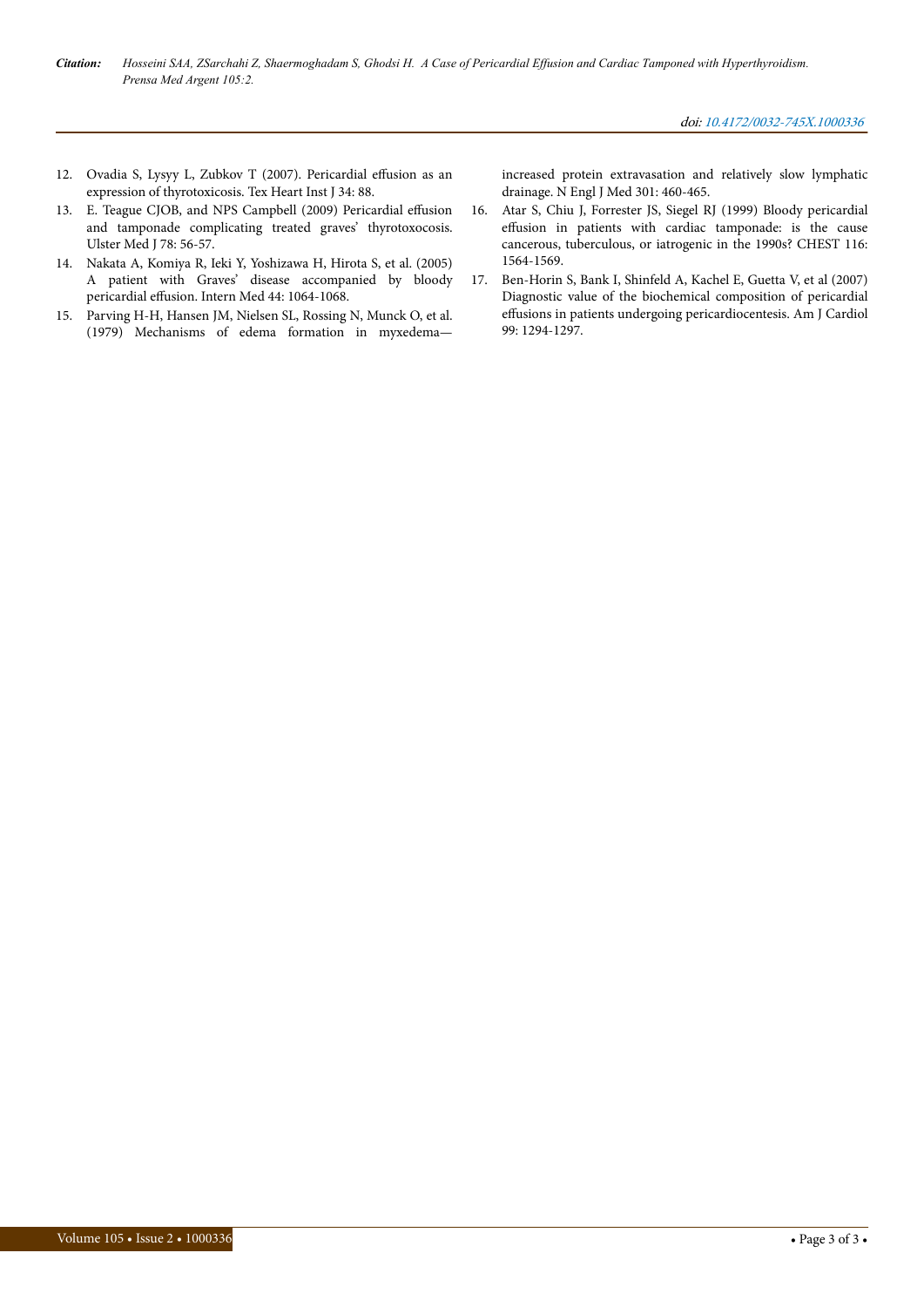12. Ovadia S, Lysyy L, Zubkov T (2007). Pericardial effusion as an expression of thyrotoxicosis. Tex Heart Inst J 34: 88.
13. E. Teague CJOB, and NPS Campbell (2009) Pericardial effusion and tamponade complicating treated graves' thyrotoxocosis. Ulster Med J 78: 56-57.
14. Nakata A, Komiya R, Ieki Y, Yoshizawa H, Hirota S, et al. (2005) A patient with Graves' disease accompanied by bloody pericardial effusion. Intern Med 44: 1064-1068.
15. Parving H-H, Hansen JM, Nielsen SL, Rossing N, Munck O, et al. (1979) Mechanisms of edema formation in myxedema—increased protein extravasation and relatively slow lymphatic drainage. N Engl J Med 301: 460-465.
16. Atar S, Chiu J, Forrester JS, Siegel RJ (1999) Bloody pericardial effusion in patients with cardiac tamponade: is the cause cancerous, tuberculous, or iatrogenic in the 1990s? CHEST 116: 1564-1569.
17. Ben-Horin S, Bank I, Shinfeld A, Kachel E, Guetta V, et al (2007) Diagnostic value of the biochemical composition of pericardial effusions in patients undergoing pericardiocentesis. Am J Cardiol 99: 1294-1297.